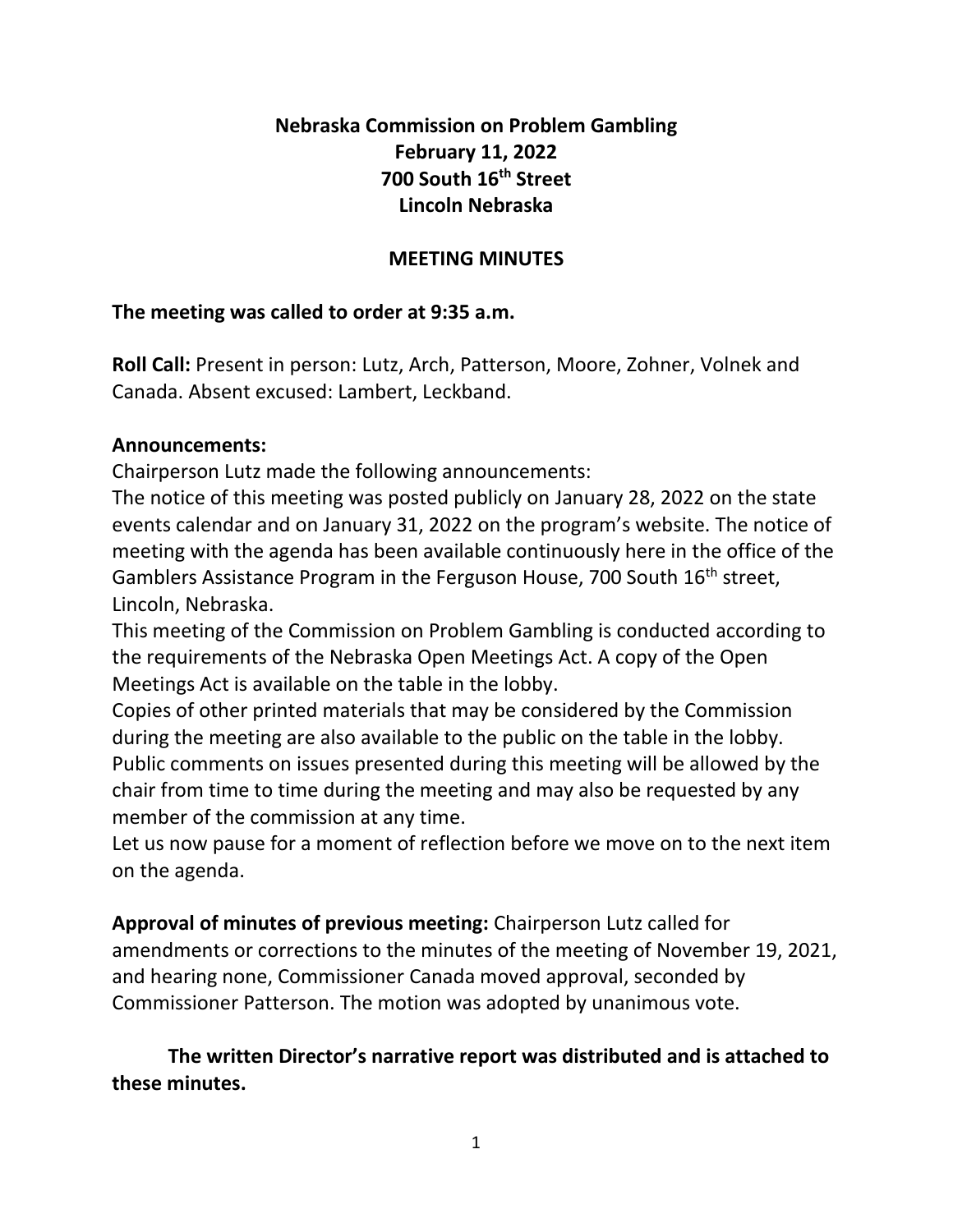**Nebraska Commission on Problem Gambling**
**February 11, 2022**
**700 South 16th Street**
**Lincoln Nebraska**

**MEETING MINUTES**

**The meeting was called to order at 9:35 a.m.**

**Roll Call:** Present in person: Lutz, Arch, Patterson, Moore, Zohner, Volnek and Canada. Absent excused: Lambert, Leckband.

**Announcements:**

Chairperson Lutz made the following announcements:

The notice of this meeting was posted publicly on January 28, 2022 on the state events calendar and on January 31, 2022 on the program's website. The notice of meeting with the agenda has been available continuously here in the office of the Gamblers Assistance Program in the Ferguson House, 700 South 16th street, Lincoln, Nebraska.

This meeting of the Commission on Problem Gambling is conducted according to the requirements of the Nebraska Open Meetings Act. A copy of the Open Meetings Act is available on the table in the lobby.

Copies of other printed materials that may be considered by the Commission during the meeting are also available to the public on the table in the lobby.

Public comments on issues presented during this meeting will be allowed by the chair from time to time during the meeting and may also be requested by any member of the commission at any time.

Let us now pause for a moment of reflection before we move on to the next item on the agenda.

**Approval of minutes of previous meeting:** Chairperson Lutz called for amendments or corrections to the minutes of the meeting of November 19, 2021, and hearing none, Commissioner Canada moved approval, seconded by Commissioner Patterson. The motion was adopted by unanimous vote.

**The written Director's narrative report was distributed and is attached to these minutes.**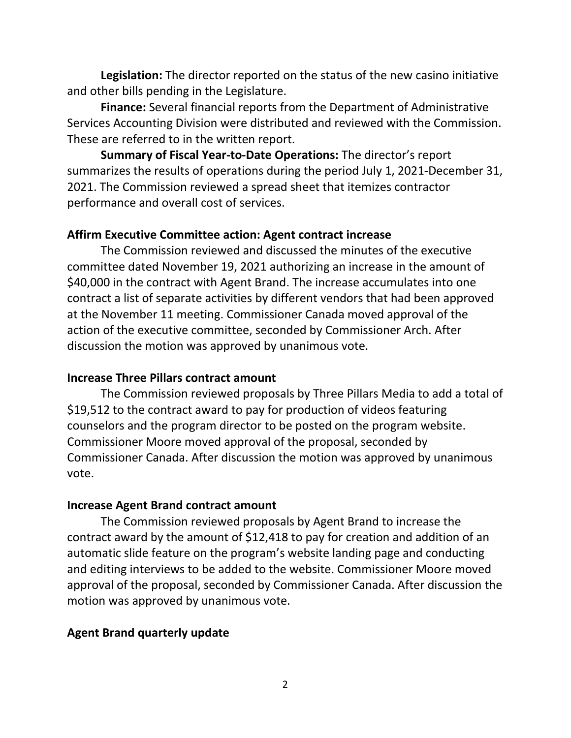**Legislation:** The director reported on the status of the new casino initiative and other bills pending in the Legislature.

**Finance:** Several financial reports from the Department of Administrative Services Accounting Division were distributed and reviewed with the Commission. These are referred to in the written report.

**Summary of Fiscal Year-to-Date Operations:** The director's report summarizes the results of operations during the period July 1, 2021-December 31, 2021. The Commission reviewed a spread sheet that itemizes contractor performance and overall cost of services.

**Affirm Executive Committee action: Agent contract increase**

The Commission reviewed and discussed the minutes of the executive committee dated November 19, 2021 authorizing an increase in the amount of $40,000 in the contract with Agent Brand. The increase accumulates into one contract a list of separate activities by different vendors that had been approved at the November 11 meeting. Commissioner Canada moved approval of the action of the executive committee, seconded by Commissioner Arch. After discussion the motion was approved by unanimous vote.

**Increase Three Pillars contract amount**

The Commission reviewed proposals by Three Pillars Media to add a total of $19,512 to the contract award to pay for production of videos featuring counselors and the program director to be posted on the program website. Commissioner Moore moved approval of the proposal, seconded by Commissioner Canada. After discussion the motion was approved by unanimous vote.

**Increase Agent Brand contract amount**

The Commission reviewed proposals by Agent Brand to increase the contract award by the amount of $12,418 to pay for creation and addition of an automatic slide feature on the program's website landing page and conducting and editing interviews to be added to the website. Commissioner Moore moved approval of the proposal, seconded by Commissioner Canada. After discussion the motion was approved by unanimous vote.

**Agent Brand quarterly update**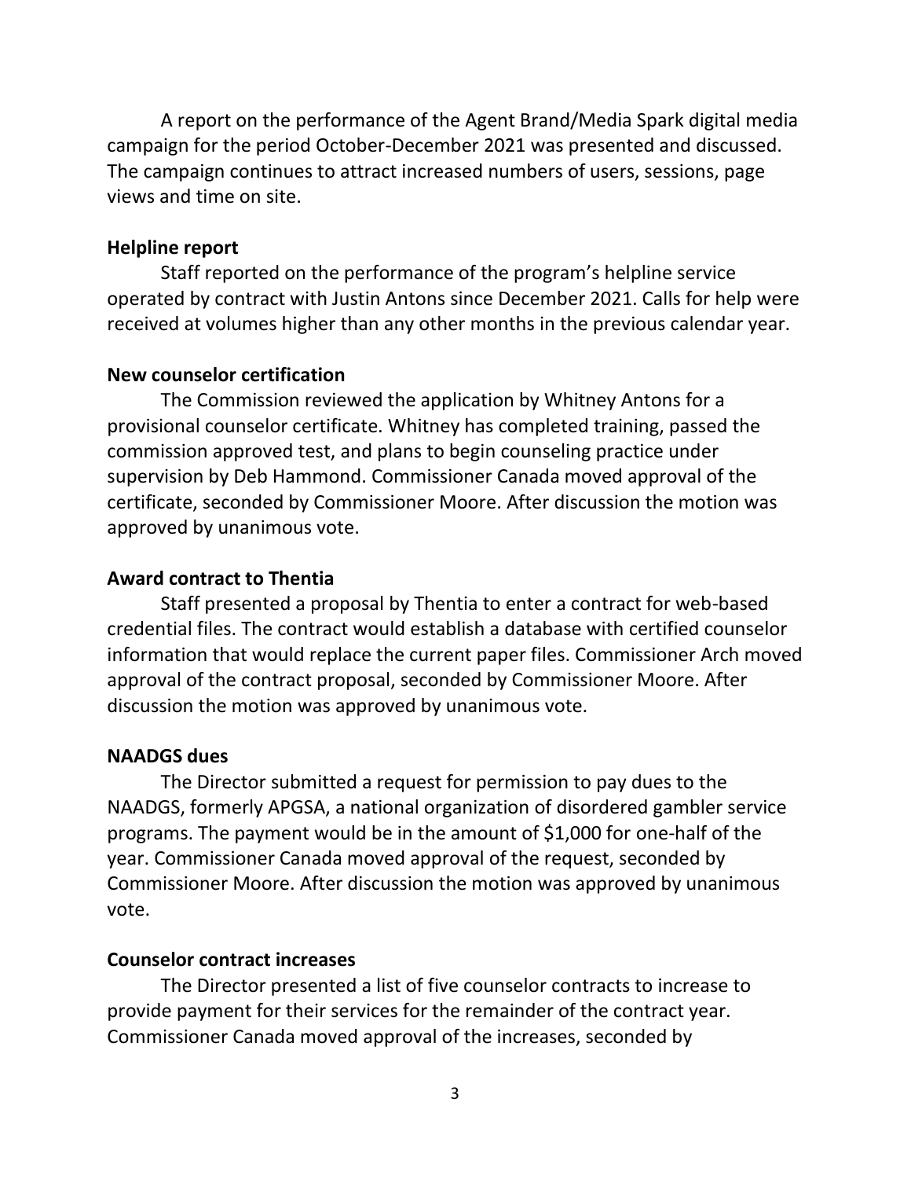A report on the performance of the Agent Brand/Media Spark digital media campaign for the period October-December 2021 was presented and discussed. The campaign continues to attract increased numbers of users, sessions, page views and time on site.

**Helpline report**

Staff reported on the performance of the program's helpline service operated by contract with Justin Antons since December 2021. Calls for help were received at volumes higher than any other months in the previous calendar year.

**New counselor certification**

The Commission reviewed the application by Whitney Antons for a provisional counselor certificate. Whitney has completed training, passed the commission approved test, and plans to begin counseling practice under supervision by Deb Hammond. Commissioner Canada moved approval of the certificate, seconded by Commissioner Moore. After discussion the motion was approved by unanimous vote.

**Award contract to Thentia**

Staff presented a proposal by Thentia to enter a contract for web-based credential files. The contract would establish a database with certified counselor information that would replace the current paper files. Commissioner Arch moved approval of the contract proposal, seconded by Commissioner Moore. After discussion the motion was approved by unanimous vote.

**NAADGS dues**

The Director submitted a request for permission to pay dues to the NAADGS, formerly APGSA, a national organization of disordered gambler service programs. The payment would be in the amount of $1,000 for one-half of the year. Commissioner Canada moved approval of the request, seconded by Commissioner Moore. After discussion the motion was approved by unanimous vote.

**Counselor contract increases**

The Director presented a list of five counselor contracts to increase to provide payment for their services for the remainder of the contract year. Commissioner Canada moved approval of the increases, seconded by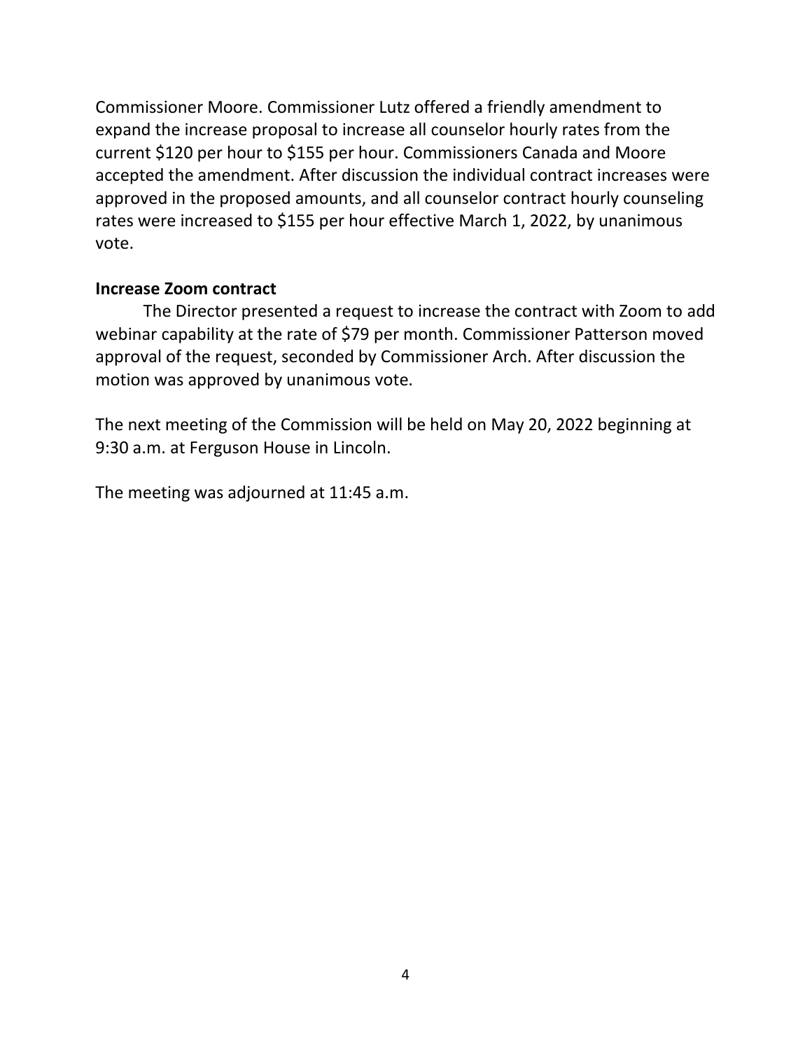Commissioner Moore. Commissioner Lutz offered a friendly amendment to expand the increase proposal to increase all counselor hourly rates from the current $120 per hour to $155 per hour. Commissioners Canada and Moore accepted the amendment. After discussion the individual contract increases were approved in the proposed amounts, and all counselor contract hourly counseling rates were increased to $155 per hour effective March 1, 2022, by unanimous vote.

**Increase Zoom contract**

The Director presented a request to increase the contract with Zoom to add webinar capability at the rate of $79 per month. Commissioner Patterson moved approval of the request, seconded by Commissioner Arch. After discussion the motion was approved by unanimous vote.

The next meeting of the Commission will be held on May 20, 2022 beginning at 9:30 a.m. at Ferguson House in Lincoln.

The meeting was adjourned at 11:45 a.m.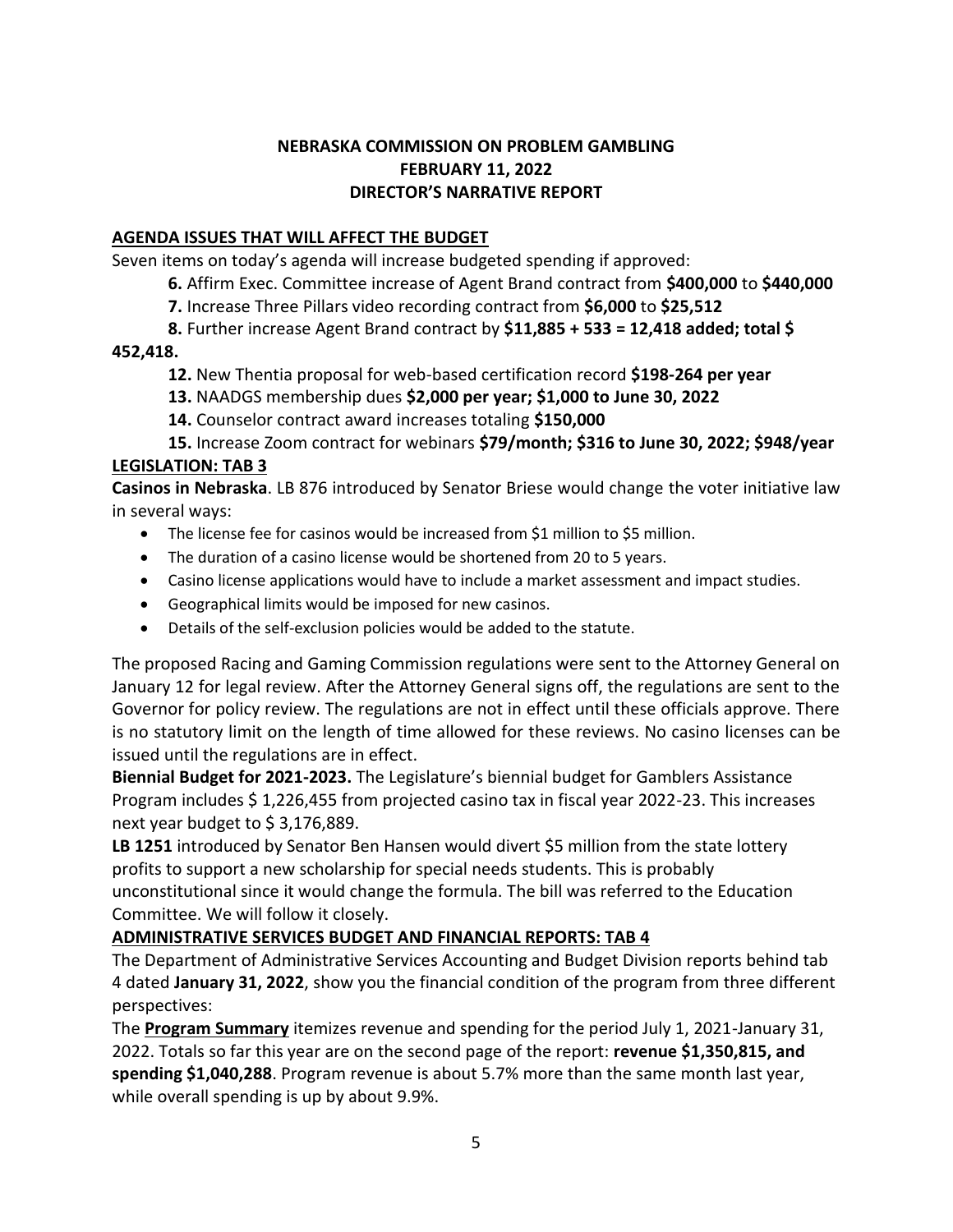**NEBRASKA COMMISSION ON PROBLEM GAMBLING**
**FEBRUARY 11, 2022**
**DIRECTOR'S NARRATIVE REPORT**

## AGENDA ISSUES THAT WILL AFFECT THE BUDGET

Seven items on today's agenda will increase budgeted spending if approved:

**6.** Affirm Exec. Committee increase of Agent Brand contract from **$400,000** to **$440,000**

**7.** Increase Three Pillars video recording contract from **$6,000** to **$25,512**

**8.** Further increase Agent Brand contract by **$11,885 + 533 = 12,418 added; total $ 452,418.**

**12.** New Thentia proposal for web-based certification record **$198-264 per year**

**13.** NAADGS membership dues **$2,000 per year; $1,000 to June 30, 2022**

**14.** Counselor contract award increases totaling **$150,000**

**15.** Increase Zoom contract for webinars **$79/month; $316 to June 30, 2022; $948/year**

## LEGISLATION: TAB 3

**Casinos in Nebraska**. LB 876 introduced by Senator Briese would change the voter initiative law in several ways:

- The license fee for casinos would be increased from $1 million to $5 million.
- The duration of a casino license would be shortened from 20 to 5 years.
- Casino license applications would have to include a market assessment and impact studies.
- Geographical limits would be imposed for new casinos.
- Details of the self-exclusion policies would be added to the statute.

The proposed Racing and Gaming Commission regulations were sent to the Attorney General on January 12 for legal review. After the Attorney General signs off, the regulations are sent to the Governor for policy review. The regulations are not in effect until these officials approve. There is no statutory limit on the length of time allowed for these reviews. No casino licenses can be issued until the regulations are in effect.

**Biennial Budget for 2021-2023.** The Legislature's biennial budget for Gamblers Assistance Program includes $ 1,226,455 from projected casino tax in fiscal year 2022-23. This increases next year budget to $ 3,176,889.

**LB 1251** introduced by Senator Ben Hansen would divert $5 million from the state lottery profits to support a new scholarship for special needs students. This is probably unconstitutional since it would change the formula. The bill was referred to the Education Committee. We will follow it closely.

## ADMINISTRATIVE SERVICES BUDGET AND FINANCIAL REPORTS: TAB 4

The Department of Administrative Services Accounting and Budget Division reports behind tab 4 dated **January 31, 2022**, show you the financial condition of the program from three different perspectives:

The **Program Summary** itemizes revenue and spending for the period July 1, 2021-January 31, 2022. Totals so far this year are on the second page of the report: **revenue $1,350,815, and spending $1,040,288**. Program revenue is about 5.7% more than the same month last year, while overall spending is up by about 9.9%.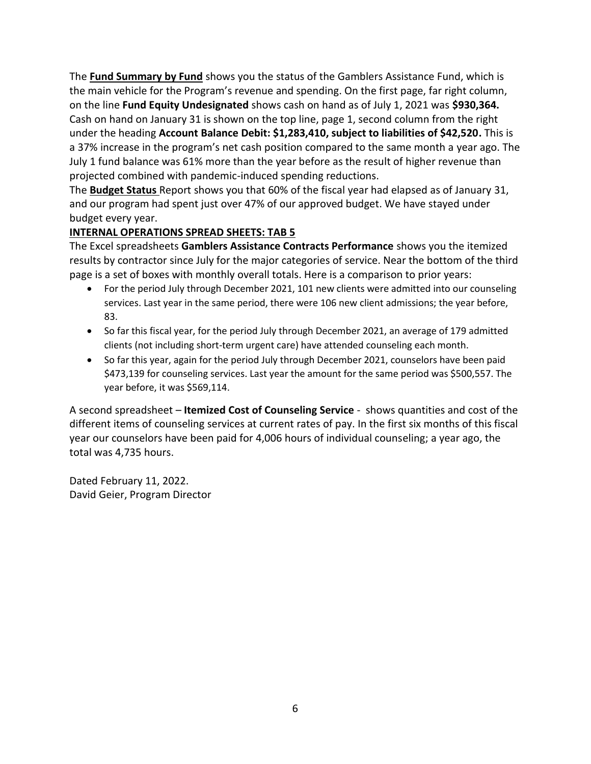The **Fund Summary by Fund** shows you the status of the Gamblers Assistance Fund, which is the main vehicle for the Program's revenue and spending. On the first page, far right column, on the line **Fund Equity Undesignated** shows cash on hand as of July 1, 2021 was **$930,364.** Cash on hand on January 31 is shown on the top line, page 1, second column from the right under the heading **Account Balance Debit: $1,283,410, subject to liabilities of $42,520.** This is a 37% increase in the program's net cash position compared to the same month a year ago. The July 1 fund balance was 61% more than the year before as the result of higher revenue than projected combined with pandemic-induced spending reductions.

The **Budget Status** Report shows you that 60% of the fiscal year had elapsed as of January 31, and our program had spent just over 47% of our approved budget. We have stayed under budget every year.

**INTERNAL OPERATIONS SPREAD SHEETS: TAB 5**

The Excel spreadsheets **Gamblers Assistance Contracts Performance** shows you the itemized results by contractor since July for the major categories of service. Near the bottom of the third page is a set of boxes with monthly overall totals. Here is a comparison to prior years:

- For the period July through December 2021, 101 new clients were admitted into our counseling services. Last year in the same period, there were 106 new client admissions; the year before, 83.
- So far this fiscal year, for the period July through December 2021, an average of 179 admitted clients (not including short-term urgent care) have attended counseling each month.
- So far this year, again for the period July through December 2021, counselors have been paid $473,139 for counseling services. Last year the amount for the same period was $500,557. The year before, it was $569,114.

A second spreadsheet – **Itemized Cost of Counseling Service** - shows quantities and cost of the different items of counseling services at current rates of pay. In the first six months of this fiscal year our counselors have been paid for 4,006 hours of individual counseling; a year ago, the total was 4,735 hours.

Dated February 11, 2022.
David Geier, Program Director